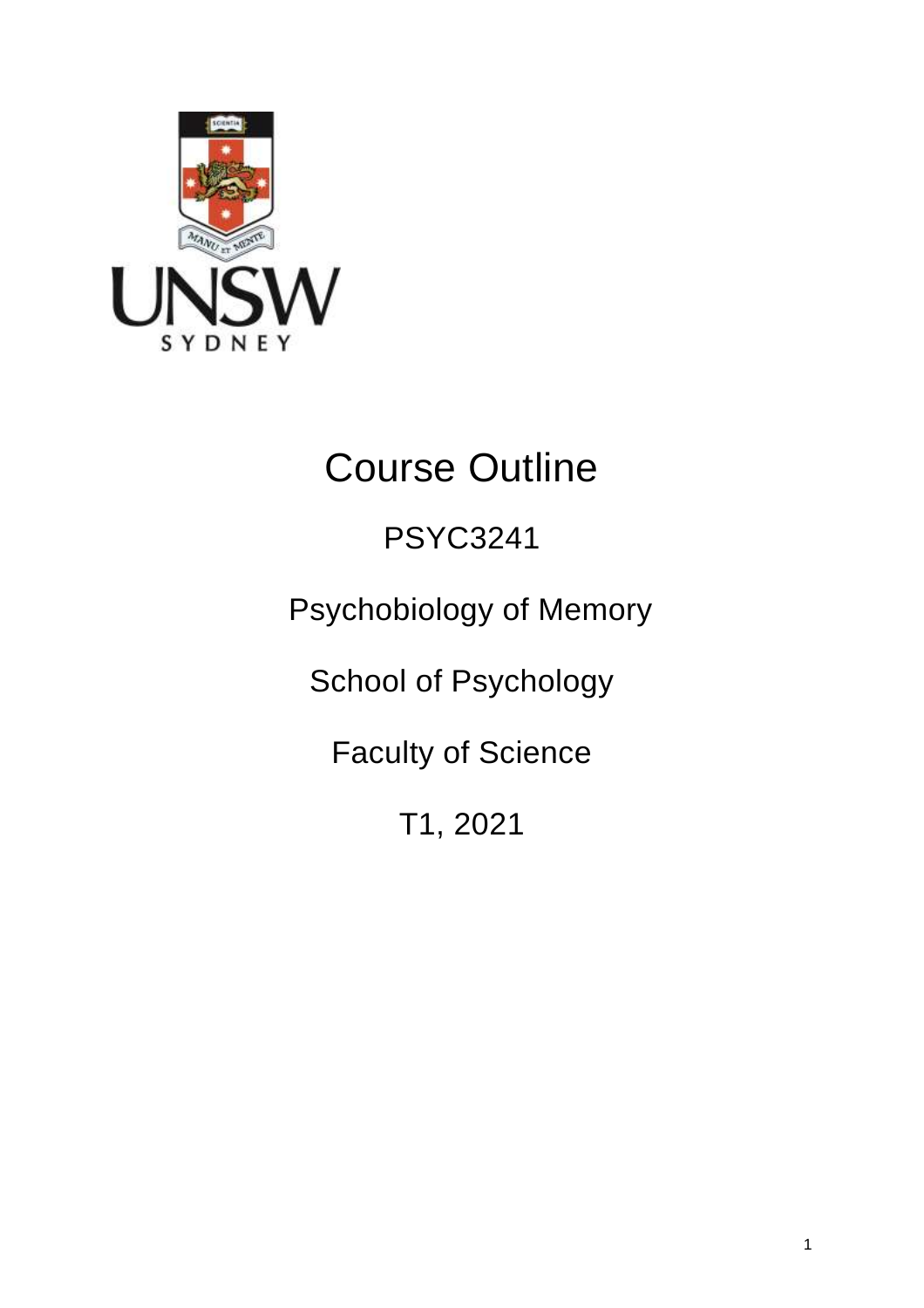# Course Outline

## PSYC3241

## Psychobiology of Memory

## School of Psychology

## Faculty of Science

## T1, 2021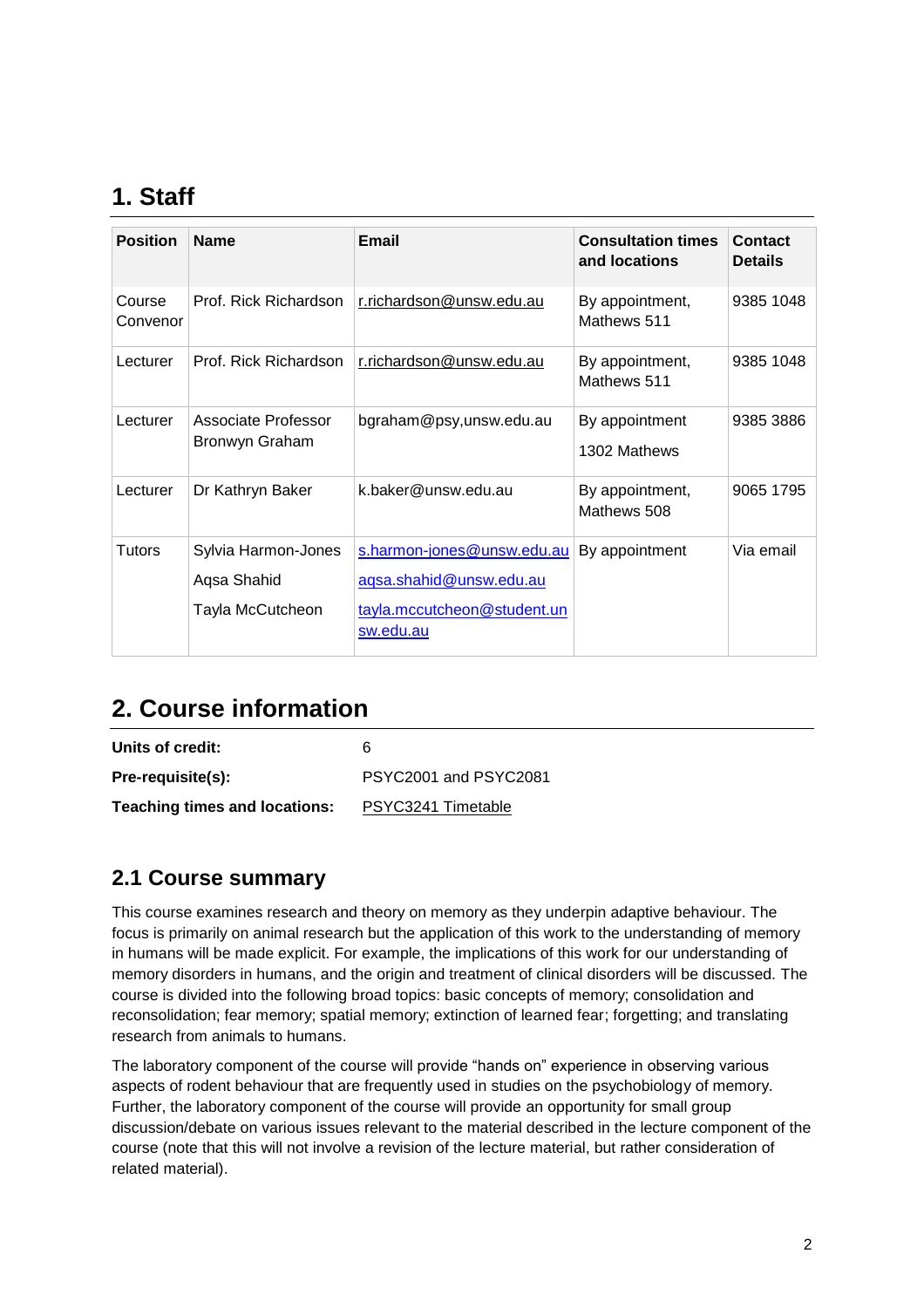# 1. Staff

| Position | Name | Email | Consultation times and locations | Contact Details |
|---|---|---|---|---|
| Course Convenor | Prof. Rick Richardson | r.richardson@unsw.edu.au | By appointment, Mathews 511 | 9385 1048 |
| Lecturer | Prof. Rick Richardson | r.richardson@unsw.edu.au | By appointment, Mathews 511 | 9385 1048 |
| Lecturer | Associate Professor Bronwyn Graham | bgraham@psy,unsw.edu.au | By appointment 1302 Mathews | 9385 3886 |
| Lecturer | Dr Kathryn Baker | k.baker@unsw.edu.au | By appointment, Mathews 508 | 9065 1795 |
| Tutors | Sylvia Harmon-Jones<br>Aqsa Shahid<br>Tayla McCutcheon | s.harmon-jones@unsw.edu.au<br>aqsa.shahid@unsw.edu.au<br>tayla.mccutcheon@student.unsw.edu.au | By appointment | Via email |

# 2. Course information

**Units of credit:** 6

**Pre-requisite(s):** PSYC2001 and PSYC2081

**Teaching times and locations:** PSYC3241 Timetable

## 2.1 Course summary

This course examines research and theory on memory as they underpin adaptive behaviour. The focus is primarily on animal research but the application of this work to the understanding of memory in humans will be made explicit. For example, the implications of this work for our understanding of memory disorders in humans, and the origin and treatment of clinical disorders will be discussed. The course is divided into the following broad topics: basic concepts of memory; consolidation and reconsolidation; fear memory; spatial memory; extinction of learned fear; forgetting; and translating research from animals to humans.

The laboratory component of the course will provide "hands on" experience in observing various aspects of rodent behaviour that are frequently used in studies on the psychobiology of memory. Further, the laboratory component of the course will provide an opportunity for small group discussion/debate on various issues relevant to the material described in the lecture component of the course (note that this will not involve a revision of the lecture material, but rather consideration of related material).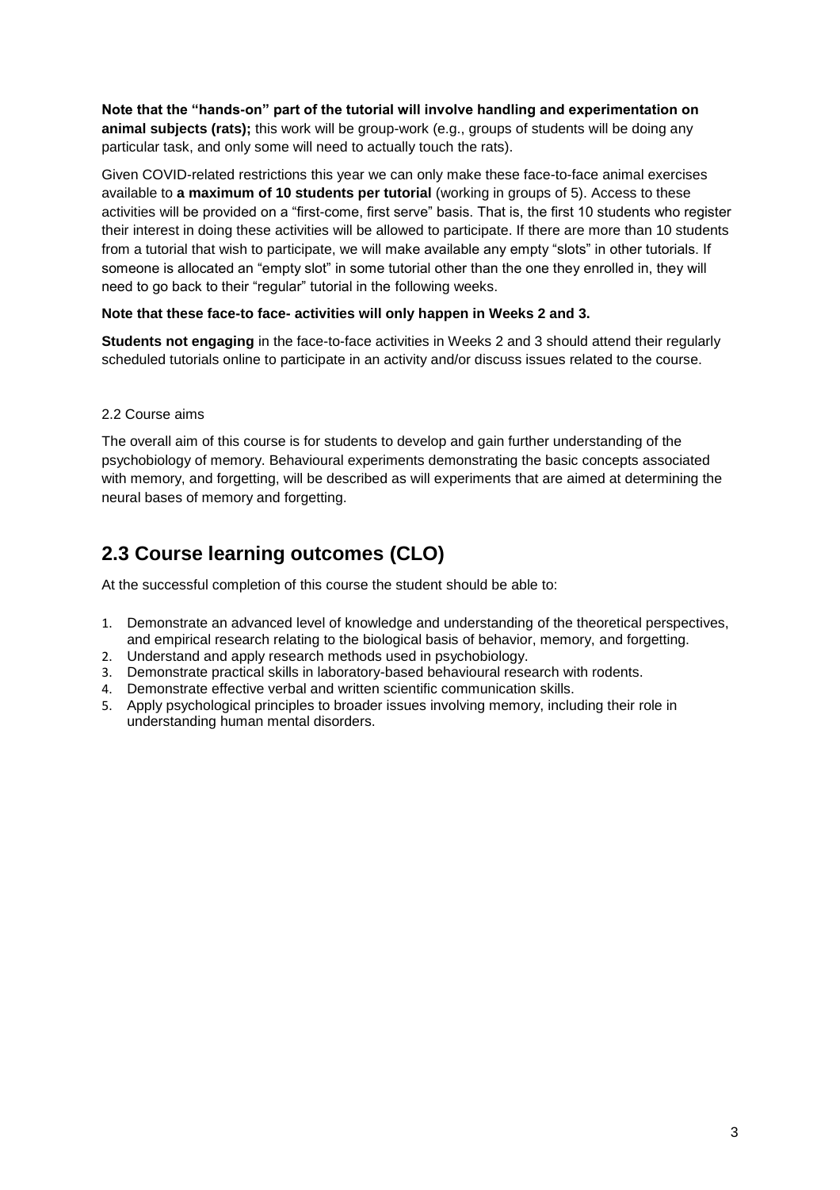**Note that the "hands-on" part of the tutorial will involve handling and experimentation on animal subjects (rats);** this work will be group-work (e.g., groups of students will be doing any particular task, and only some will need to actually touch the rats).

Given COVID-related restrictions this year we can only make these face-to-face animal exercises available to **a maximum of 10 students per tutorial** (working in groups of 5). Access to these activities will be provided on a "first-come, first serve" basis. That is, the first 10 students who register their interest in doing these activities will be allowed to participate. If there are more than 10 students from a tutorial that wish to participate, we will make available any empty "slots" in other tutorials. If someone is allocated an "empty slot" in some tutorial other than the one they enrolled in, they will need to go back to their "regular" tutorial in the following weeks.

**Note that these face-to face- activities will only happen in Weeks 2 and 3.**

**Students not engaging** in the face-to-face activities in Weeks 2 and 3 should attend their regularly scheduled tutorials online to participate in an activity and/or discuss issues related to the course.

### 2.2 Course aims

The overall aim of this course is for students to develop and gain further understanding of the psychobiology of memory. Behavioural experiments demonstrating the basic concepts associated with memory, and forgetting, will be described as will experiments that are aimed at determining the neural bases of memory and forgetting.

## 2.3 Course learning outcomes (CLO)

At the successful completion of this course the student should be able to:

1. Demonstrate an advanced level of knowledge and understanding of the theoretical perspectives, and empirical research relating to the biological basis of behavior, memory, and forgetting.
2. Understand and apply research methods used in psychobiology.
3. Demonstrate practical skills in laboratory-based behavioural research with rodents.
4. Demonstrate effective verbal and written scientific communication skills.
5. Apply psychological principles to broader issues involving memory, including their role in understanding human mental disorders.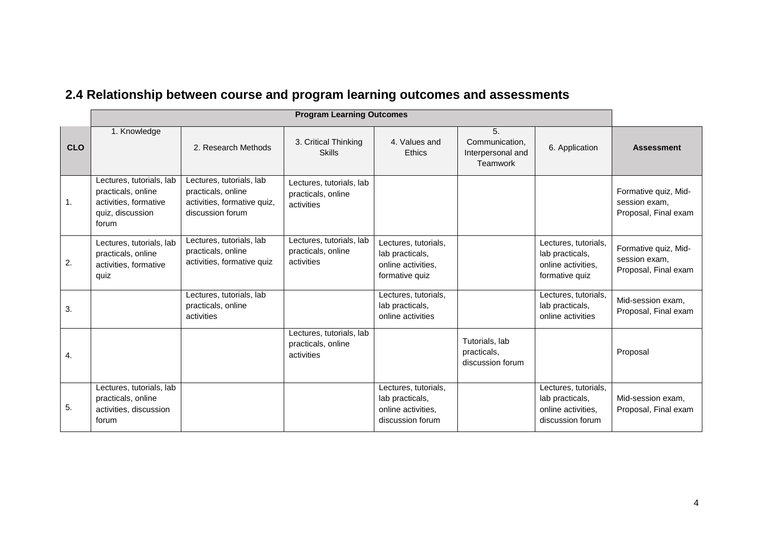## 2.4 Relationship between course and program learning outcomes and assessments

| | Program Learning Outcomes | | | | | | |
|---|---|---|---|---|---|---|---|
| **CLO** | 1. Knowledge | 2. Research Methods | 3. Critical Thinking Skills | 4. Values and Ethics | 5. Communication, Interpersonal and Teamwork | 6. Application | **Assessment** |
| 1. | Lectures, tutorials, lab practicals, online activities, formative quiz, discussion forum | Lectures, tutorials, lab practicals, online activities, formative quiz, discussion forum | Lectures, tutorials, lab practicals, online activities | | | | Formative quiz, Mid-session exam, Proposal, Final exam |
| 2. | Lectures, tutorials, lab practicals, online activities, formative quiz | Lectures, tutorials, lab practicals, online activities, formative quiz | Lectures, tutorials, lab practicals, online activities | Lectures, tutorials, lab practicals, online activities, formative quiz | | Lectures, tutorials, lab practicals, online activities, formative quiz | Formative quiz, Mid-session exam, Proposal, Final exam |
| 3. | | Lectures, tutorials, lab practicals, online activities | | Lectures, tutorials, lab practicals, online activities | | Lectures, tutorials, lab practicals, online activities | Mid-session exam, Proposal, Final exam |
| 4. | | | Lectures, tutorials, lab practicals, online activities | | Tutorials, lab practicals, discussion forum | | Proposal |
| 5. | Lectures, tutorials, lab practicals, online activities, discussion forum | | | Lectures, tutorials, lab practicals, online activities, discussion forum | | Lectures, tutorials, lab practicals, online activities, discussion forum | Mid-session exam, Proposal, Final exam |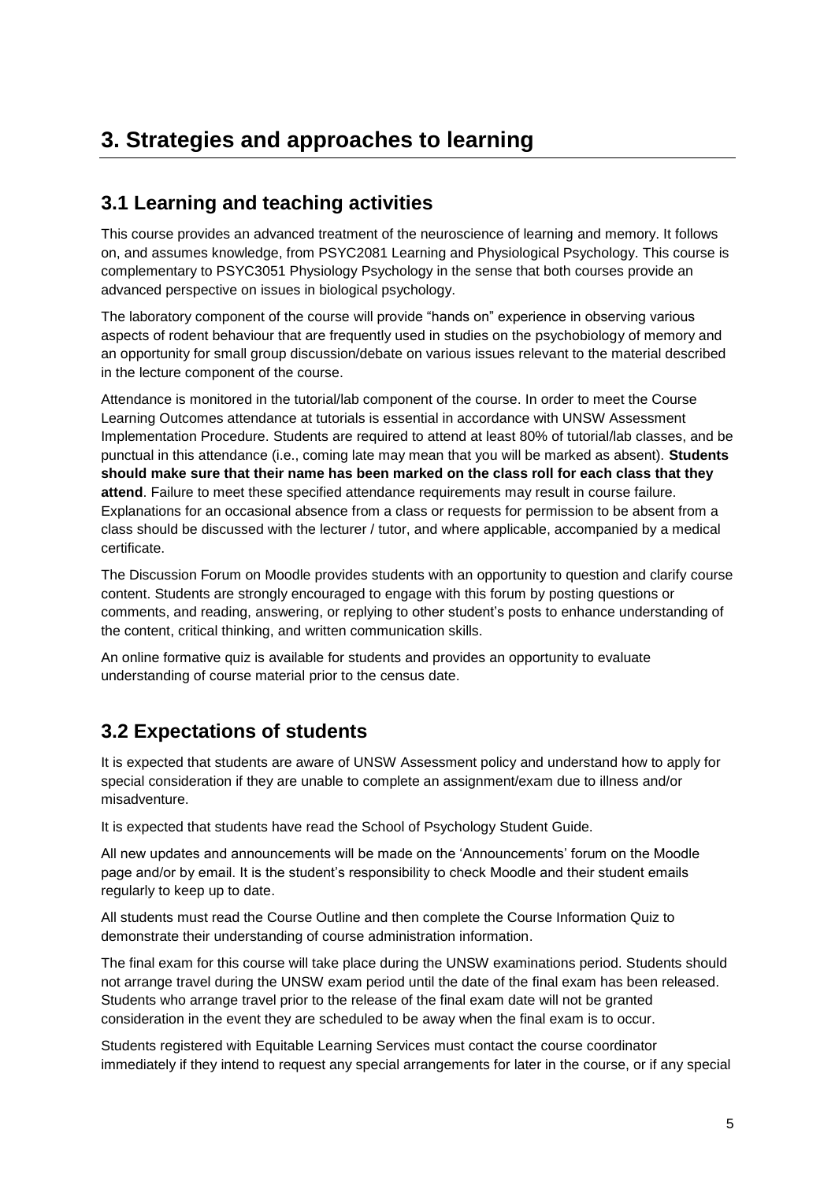# 3. Strategies and approaches to learning

## 3.1 Learning and teaching activities

This course provides an advanced treatment of the neuroscience of learning and memory. It follows on, and assumes knowledge, from PSYC2081 Learning and Physiological Psychology. This course is complementary to PSYC3051 Physiology Psychology in the sense that both courses provide an advanced perspective on issues in biological psychology.

The laboratory component of the course will provide "hands on" experience in observing various aspects of rodent behaviour that are frequently used in studies on the psychobiology of memory and an opportunity for small group discussion/debate on various issues relevant to the material described in the lecture component of the course.

Attendance is monitored in the tutorial/lab component of the course. In order to meet the Course Learning Outcomes attendance at tutorials is essential in accordance with UNSW Assessment Implementation Procedure. Students are required to attend at least 80% of tutorial/lab classes, and be punctual in this attendance (i.e., coming late may mean that you will be marked as absent). **Students should make sure that their name has been marked on the class roll for each class that they attend**. Failure to meet these specified attendance requirements may result in course failure. Explanations for an occasional absence from a class or requests for permission to be absent from a class should be discussed with the lecturer / tutor, and where applicable, accompanied by a medical certificate.

The Discussion Forum on Moodle provides students with an opportunity to question and clarify course content. Students are strongly encouraged to engage with this forum by posting questions or comments, and reading, answering, or replying to other student's posts to enhance understanding of the content, critical thinking, and written communication skills.

An online formative quiz is available for students and provides an opportunity to evaluate understanding of course material prior to the census date.

## 3.2 Expectations of students

It is expected that students are aware of UNSW Assessment policy and understand how to apply for special consideration if they are unable to complete an assignment/exam due to illness and/or misadventure.

It is expected that students have read the School of Psychology Student Guide.

All new updates and announcements will be made on the 'Announcements' forum on the Moodle page and/or by email. It is the student's responsibility to check Moodle and their student emails regularly to keep up to date.

All students must read the Course Outline and then complete the Course Information Quiz to demonstrate their understanding of course administration information.

The final exam for this course will take place during the UNSW examinations period. Students should not arrange travel during the UNSW exam period until the date of the final exam has been released. Students who arrange travel prior to the release of the final exam date will not be granted consideration in the event they are scheduled to be away when the final exam is to occur.

Students registered with Equitable Learning Services must contact the course coordinator immediately if they intend to request any special arrangements for later in the course, or if any special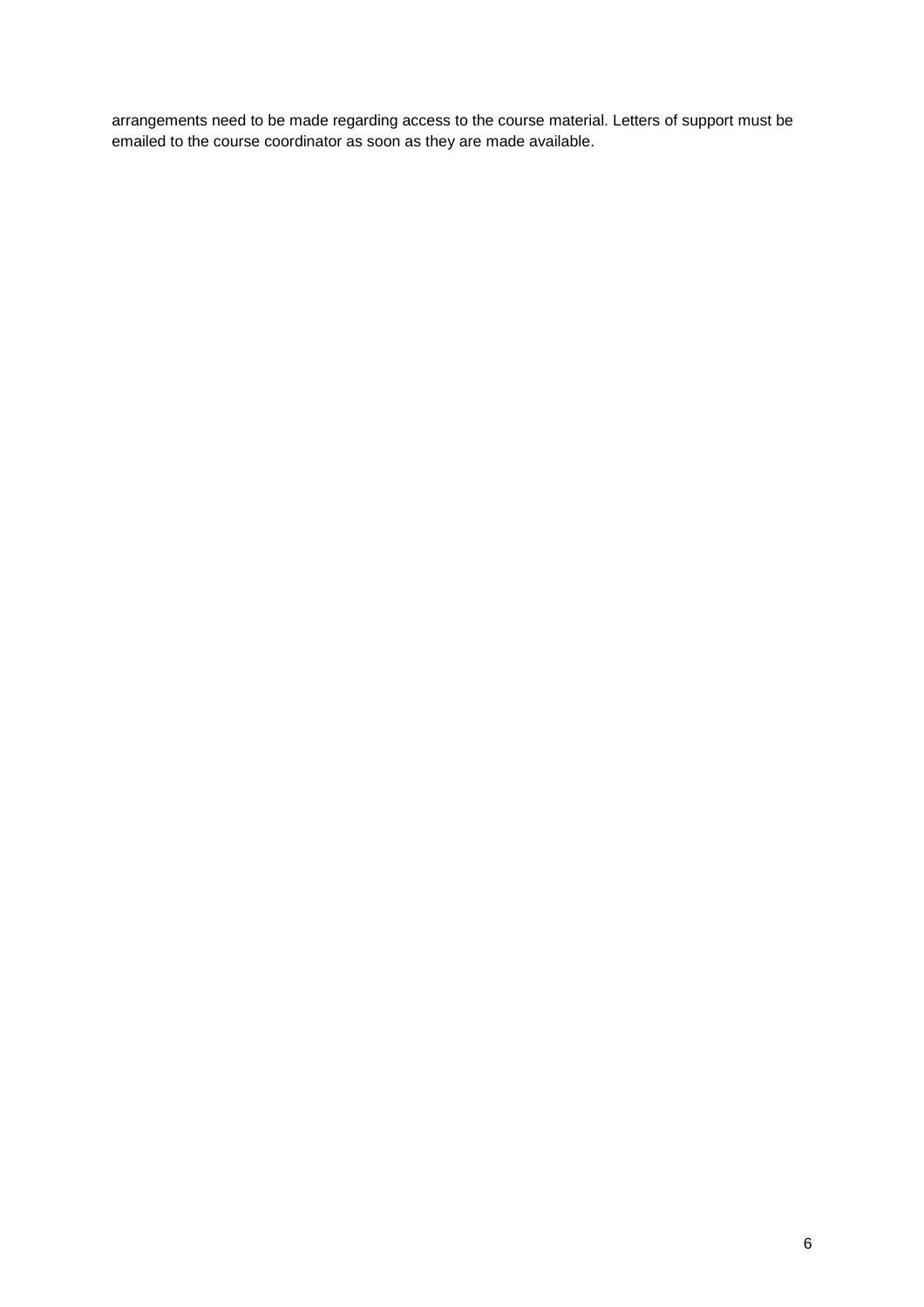arrangements need to be made regarding access to the course material. Letters of support must be emailed to the course coordinator as soon as they are made available.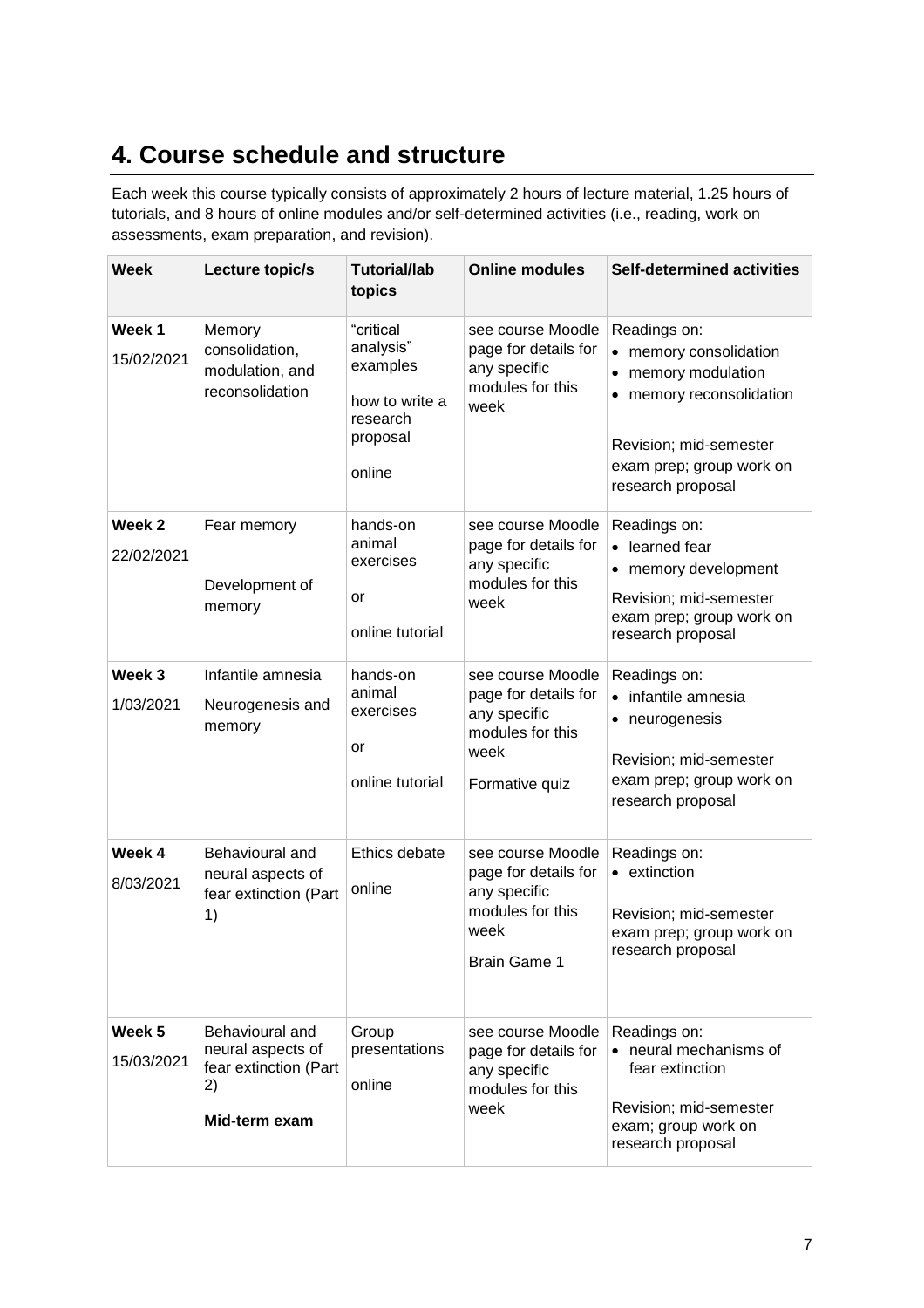# 4. Course schedule and structure

Each week this course typically consists of approximately 2 hours of lecture material, 1.25 hours of tutorials, and 8 hours of online modules and/or self-determined activities (i.e., reading, work on assessments, exam preparation, and revision).

| Week | Lecture topic/s | Tutorial/lab topics | Online modules | Self-determined activities |
|---|---|---|---|---|
| **Week 1** 15/02/2021 | Memory consolidation, modulation, and reconsolidation | "critical analysis" examples<br><br>how to write a research proposal<br><br>online | see course Moodle page for details for any specific modules for this week | Readings on:<br>• memory consolidation<br>• memory modulation<br>• memory reconsolidation<br><br>Revision; mid-semester exam prep; group work on research proposal |
| **Week 2** 22/02/2021 | Fear memory<br><br>Development of memory | hands-on animal exercises<br><br>or<br><br>online tutorial | see course Moodle page for details for any specific modules for this week | Readings on:<br>• learned fear<br>• memory development<br><br>Revision; mid-semester exam prep; group work on research proposal |
| **Week 3** 1/03/2021 | Infantile amnesia<br><br>Neurogenesis and memory | hands-on animal exercises<br><br>or<br><br>online tutorial | see course Moodle page for details for any specific modules for this week<br><br>Formative quiz | Readings on:<br>• infantile amnesia<br>• neurogenesis<br><br>Revision; mid-semester exam prep; group work on research proposal |
| **Week 4** 8/03/2021 | Behavioural and neural aspects of fear extinction (Part 1) | Ethics debate<br><br>online | see course Moodle page for details for any specific modules for this week<br><br>Brain Game 1 | Readings on:<br>• extinction<br><br>Revision; mid-semester exam prep; group work on research proposal |
| **Week 5** 15/03/2021 | Behavioural and neural aspects of fear extinction (Part 2)<br><br>**Mid-term exam** | Group presentations<br><br>online | see course Moodle page for details for any specific modules for this week | Readings on:<br>• neural mechanisms of fear extinction<br><br>Revision; mid-semester exam; group work on research proposal |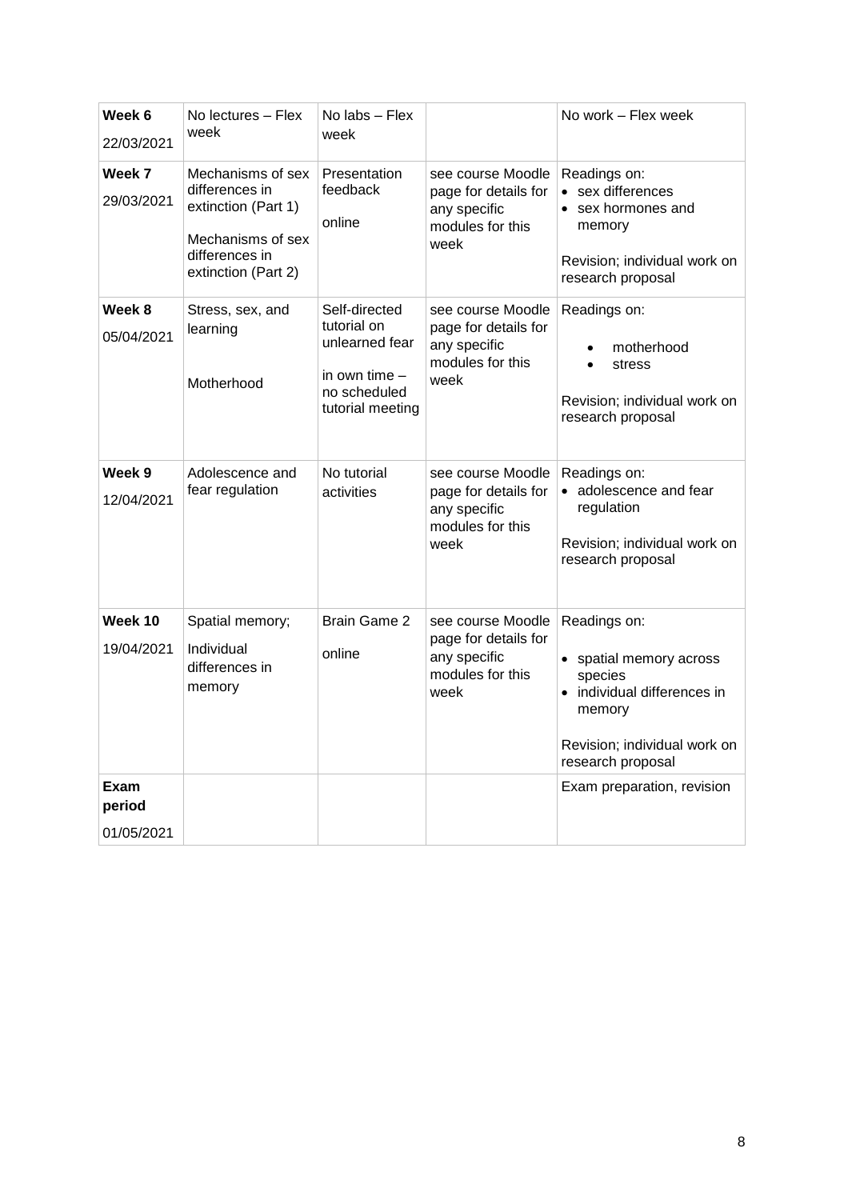| **Week 6** 22/03/2021 | No lectures – Flex week | No labs – Flex week | | No work – Flex week |
|---|---|---|---|---|
| **Week 7** 29/03/2021 | Mechanisms of sex differences in extinction (Part 1)<br><br>Mechanisms of sex differences in extinction (Part 2) | Presentation feedback<br><br>online | see course Moodle page for details for any specific modules for this week | Readings on:<br>• sex differences<br>• sex hormones and memory<br><br>Revision; individual work on research proposal |
| **Week 8** 05/04/2021 | Stress, sex, and learning<br><br>Motherhood | Self-directed tutorial on unlearned fear<br><br>in own time – no scheduled tutorial meeting | see course Moodle page for details for any specific modules for this week | Readings on:<br>• motherhood<br>• stress<br><br>Revision; individual work on research proposal |
| **Week 9** 12/04/2021 | Adolescence and fear regulation | No tutorial activities | see course Moodle page for details for any specific modules for this week | Readings on:<br>• adolescence and fear regulation<br><br>Revision; individual work on research proposal |
| **Week 10** 19/04/2021 | Spatial memory;<br>Individual differences in memory | Brain Game 2<br><br>online | see course Moodle page for details for any specific modules for this week | Readings on:<br>• spatial memory across species<br>• individual differences in memory<br><br>Revision; individual work on research proposal |
| **Exam period** 01/05/2021 | | | | Exam preparation, revision |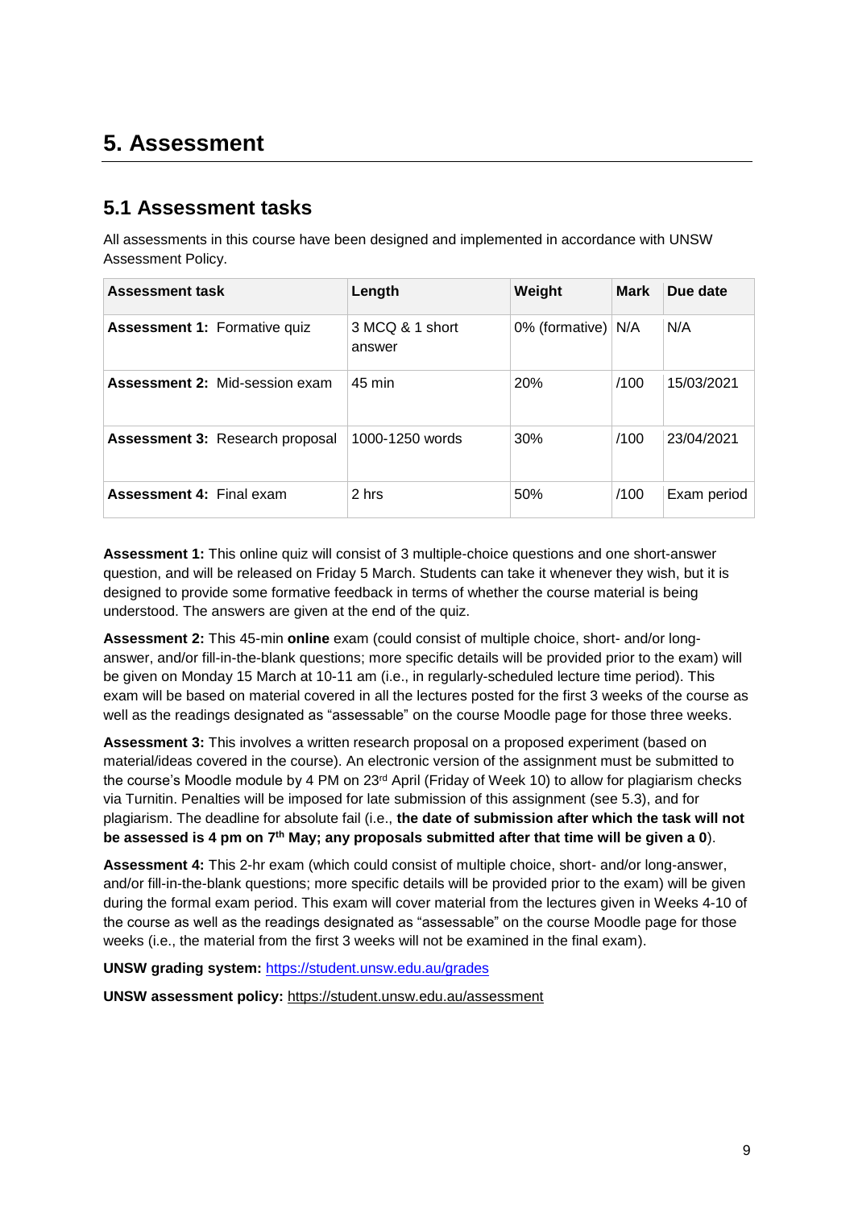# 5. Assessment

## 5.1 Assessment tasks

All assessments in this course have been designed and implemented in accordance with UNSW Assessment Policy.

| Assessment task | Length | Weight | Mark | Due date |
|---|---|---|---|---|
| **Assessment 1:** Formative quiz | 3 MCQ & 1 short answer | 0% (formative) | N/A | N/A |
| **Assessment 2:** Mid-session exam | 45 min | 20% | /100 | 15/03/2021 |
| **Assessment 3:** Research proposal | 1000-1250 words | 30% | /100 | 23/04/2021 |
| **Assessment 4:** Final exam | 2 hrs | 50% | /100 | Exam period |

**Assessment 1:** This online quiz will consist of 3 multiple-choice questions and one short-answer question, and will be released on Friday 5 March. Students can take it whenever they wish, but it is designed to provide some formative feedback in terms of whether the course material is being understood. The answers are given at the end of the quiz.

**Assessment 2:** This 45-min **online** exam (could consist of multiple choice, short- and/or long-answer, and/or fill-in-the-blank questions; more specific details will be provided prior to the exam) will be given on Monday 15 March at 10-11 am (i.e., in regularly-scheduled lecture time period). This exam will be based on material covered in all the lectures posted for the first 3 weeks of the course as well as the readings designated as "assessable" on the course Moodle page for those three weeks.

**Assessment 3:** This involves a written research proposal on a proposed experiment (based on material/ideas covered in the course). An electronic version of the assignment must be submitted to the course's Moodle module by 4 PM on 23rd April (Friday of Week 10) to allow for plagiarism checks via Turnitin. Penalties will be imposed for late submission of this assignment (see 5.3), and for plagiarism. The deadline for absolute fail (i.e., **the date of submission after which the task will not be assessed is 4 pm on 7th May; any proposals submitted after that time will be given a 0**).

**Assessment 4:** This 2-hr exam (which could consist of multiple choice, short- and/or long-answer, and/or fill-in-the-blank questions; more specific details will be provided prior to the exam) will be given during the formal exam period. This exam will cover material from the lectures given in Weeks 4-10 of the course as well as the readings designated as "assessable" on the course Moodle page for those weeks (i.e., the material from the first 3 weeks will not be examined in the final exam).

**UNSW grading system:** https://student.unsw.edu.au/grades

**UNSW assessment policy:** https://student.unsw.edu.au/assessment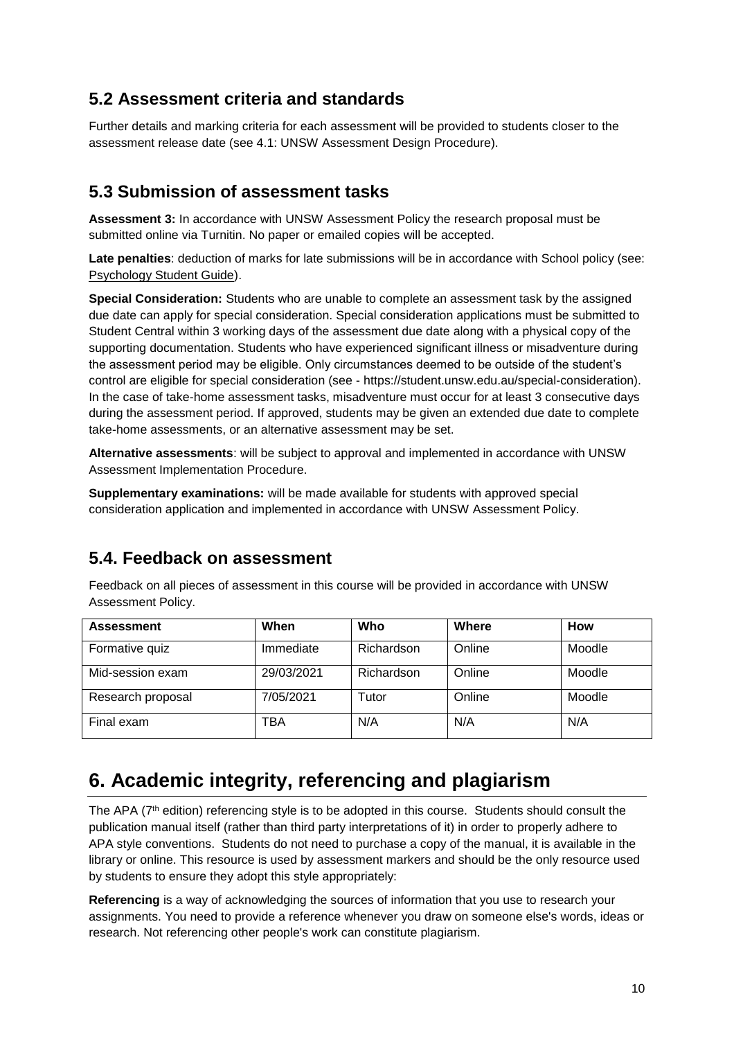## 5.2 Assessment criteria and standards

Further details and marking criteria for each assessment will be provided to students closer to the assessment release date (see 4.1: UNSW Assessment Design Procedure).

## 5.3 Submission of assessment tasks

**Assessment 3:** In accordance with UNSW Assessment Policy the research proposal must be submitted online via Turnitin. No paper or emailed copies will be accepted.

**Late penalties**: deduction of marks for late submissions will be in accordance with School policy (see: Psychology Student Guide).

**Special Consideration:** Students who are unable to complete an assessment task by the assigned due date can apply for special consideration. Special consideration applications must be submitted to Student Central within 3 working days of the assessment due date along with a physical copy of the supporting documentation. Students who have experienced significant illness or misadventure during the assessment period may be eligible. Only circumstances deemed to be outside of the student's control are eligible for special consideration (see - https://student.unsw.edu.au/special-consideration). In the case of take-home assessment tasks, misadventure must occur for at least 3 consecutive days during the assessment period. If approved, students may be given an extended due date to complete take-home assessments, or an alternative assessment may be set.

**Alternative assessments**: will be subject to approval and implemented in accordance with UNSW Assessment Implementation Procedure.

**Supplementary examinations:** will be made available for students with approved special consideration application and implemented in accordance with UNSW Assessment Policy.

## 5.4. Feedback on assessment

Feedback on all pieces of assessment in this course will be provided in accordance with UNSW Assessment Policy.

| Assessment | When | Who | Where | How |
| --- | --- | --- | --- | --- |
| Formative quiz | Immediate | Richardson | Online | Moodle |
| Mid-session exam | 29/03/2021 | Richardson | Online | Moodle |
| Research proposal | 7/05/2021 | Tutor | Online | Moodle |
| Final exam | TBA | N/A | N/A | N/A |

# 6. Academic integrity, referencing and plagiarism

The APA (7th edition) referencing style is to be adopted in this course. Students should consult the publication manual itself (rather than third party interpretations of it) in order to properly adhere to APA style conventions. Students do not need to purchase a copy of the manual, it is available in the library or online. This resource is used by assessment markers and should be the only resource used by students to ensure they adopt this style appropriately:

**Referencing** is a way of acknowledging the sources of information that you use to research your assignments. You need to provide a reference whenever you draw on someone else's words, ideas or research. Not referencing other people's work can constitute plagiarism.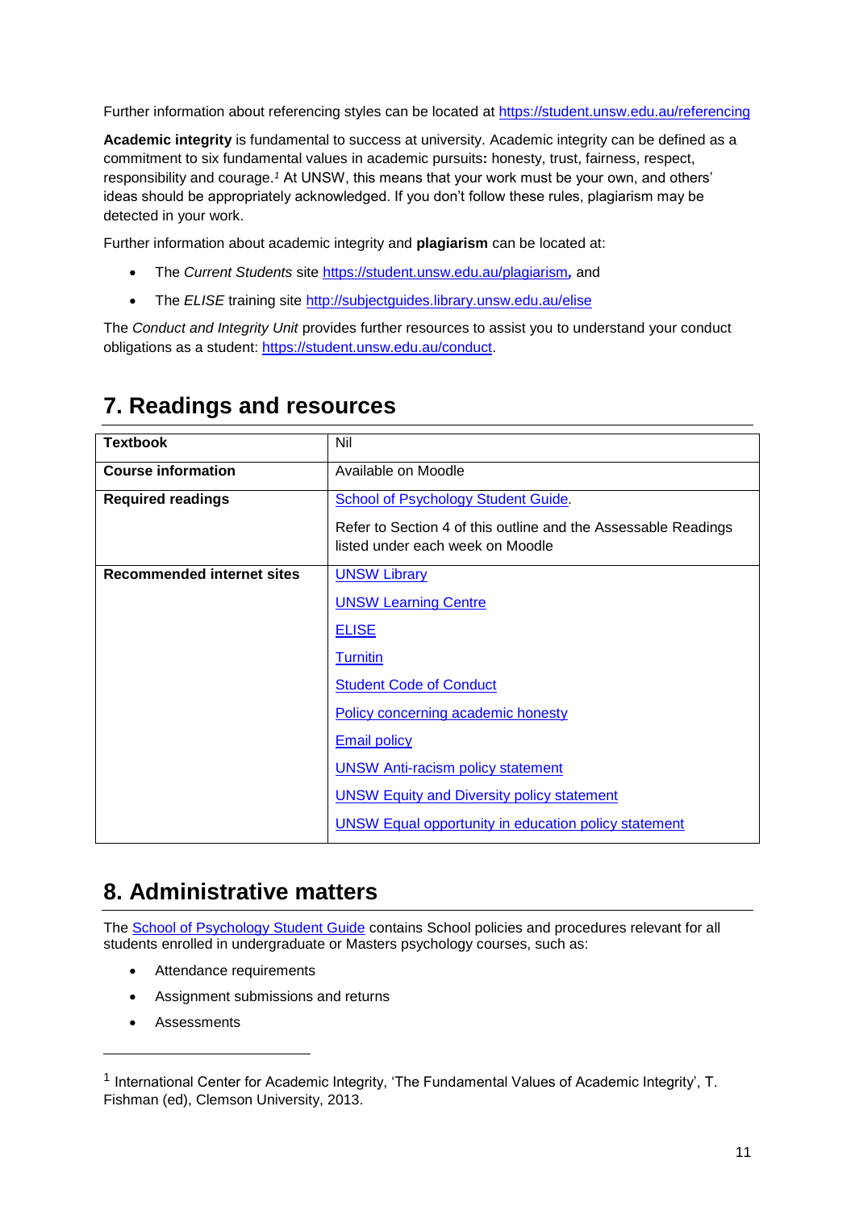Further information about referencing styles can be located at https://student.unsw.edu.au/referencing

**Academic integrity** is fundamental to success at university. Academic integrity can be defined as a commitment to six fundamental values in academic pursuits**:** honesty, trust, fairness, respect, responsibility and courage.[1] At UNSW, this means that your work must be your own, and others' ideas should be appropriately acknowledged. If you don't follow these rules, plagiarism may be detected in your work.

Further information about academic integrity and **plagiarism** can be located at:

- The *Current Students* site https://student.unsw.edu.au/plagiarism, and
- The *ELISE* training site http://subjectguides.library.unsw.edu.au/elise

The *Conduct and Integrity Unit* provides further resources to assist you to understand your conduct obligations as a student: https://student.unsw.edu.au/conduct.

## 7. Readings and resources

| | |
|---|---|
| **Textbook** | Nil |
| **Course information** | Available on Moodle |
| **Required readings** | School of Psychology Student Guide.<br><br>Refer to Section 4 of this outline and the Assessable Readings listed under each week on Moodle |
| **Recommended internet sites** | UNSW Library<br><br>UNSW Learning Centre<br><br>ELISE<br><br>Turnitin<br><br>Student Code of Conduct<br><br>Policy concerning academic honesty<br><br>Email policy<br><br>UNSW Anti-racism policy statement<br><br>UNSW Equity and Diversity policy statement<br><br>UNSW Equal opportunity in education policy statement |

## 8. Administrative matters

The School of Psychology Student Guide contains School policies and procedures relevant for all students enrolled in undergraduate or Masters psychology courses, such as:

- Attendance requirements
- Assignment submissions and returns
- Assessments

[1] International Center for Academic Integrity, 'The Fundamental Values of Academic Integrity', T. Fishman (ed), Clemson University, 2013.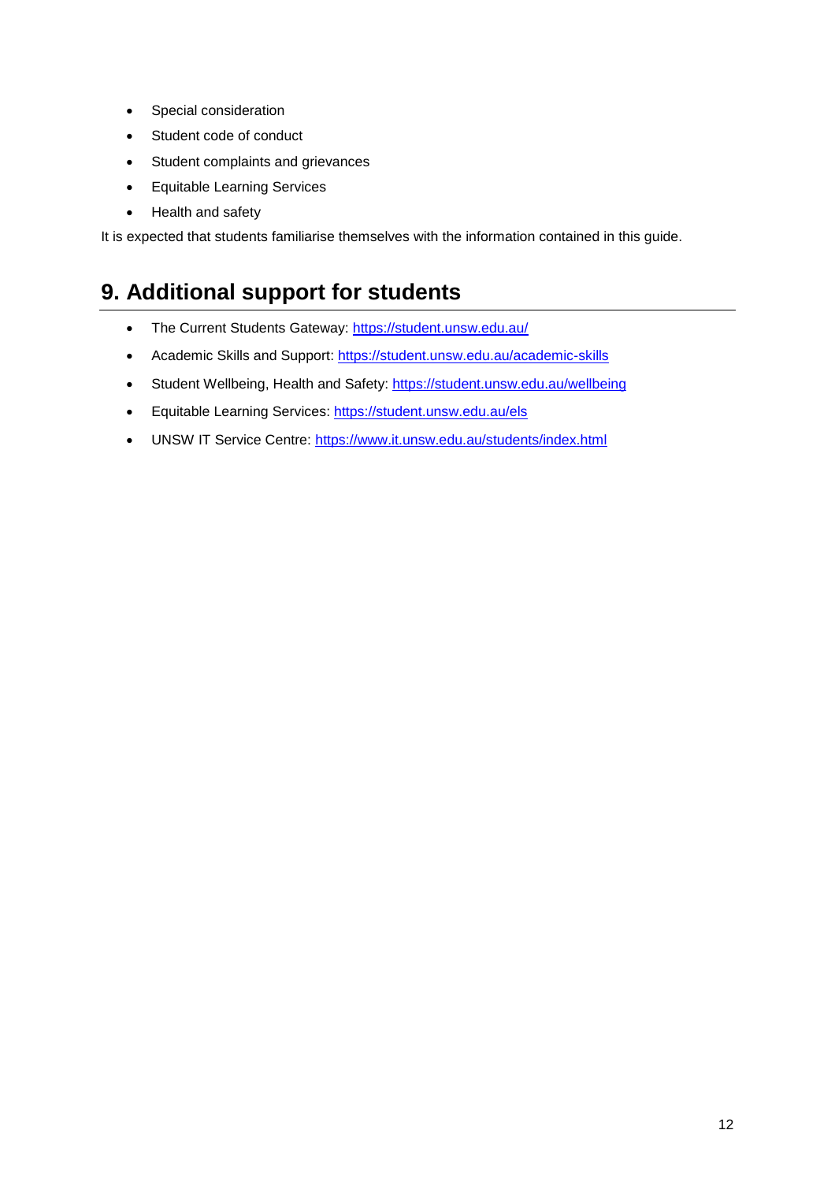- Special consideration
- Student code of conduct
- Student complaints and grievances
- Equitable Learning Services
- Health and safety

It is expected that students familiarise themselves with the information contained in this guide.

## 9. Additional support for students

- The Current Students Gateway: https://student.unsw.edu.au/
- Academic Skills and Support: https://student.unsw.edu.au/academic-skills
- Student Wellbeing, Health and Safety: https://student.unsw.edu.au/wellbeing
- Equitable Learning Services: https://student.unsw.edu.au/els
- UNSW IT Service Centre: https://www.it.unsw.edu.au/students/index.html